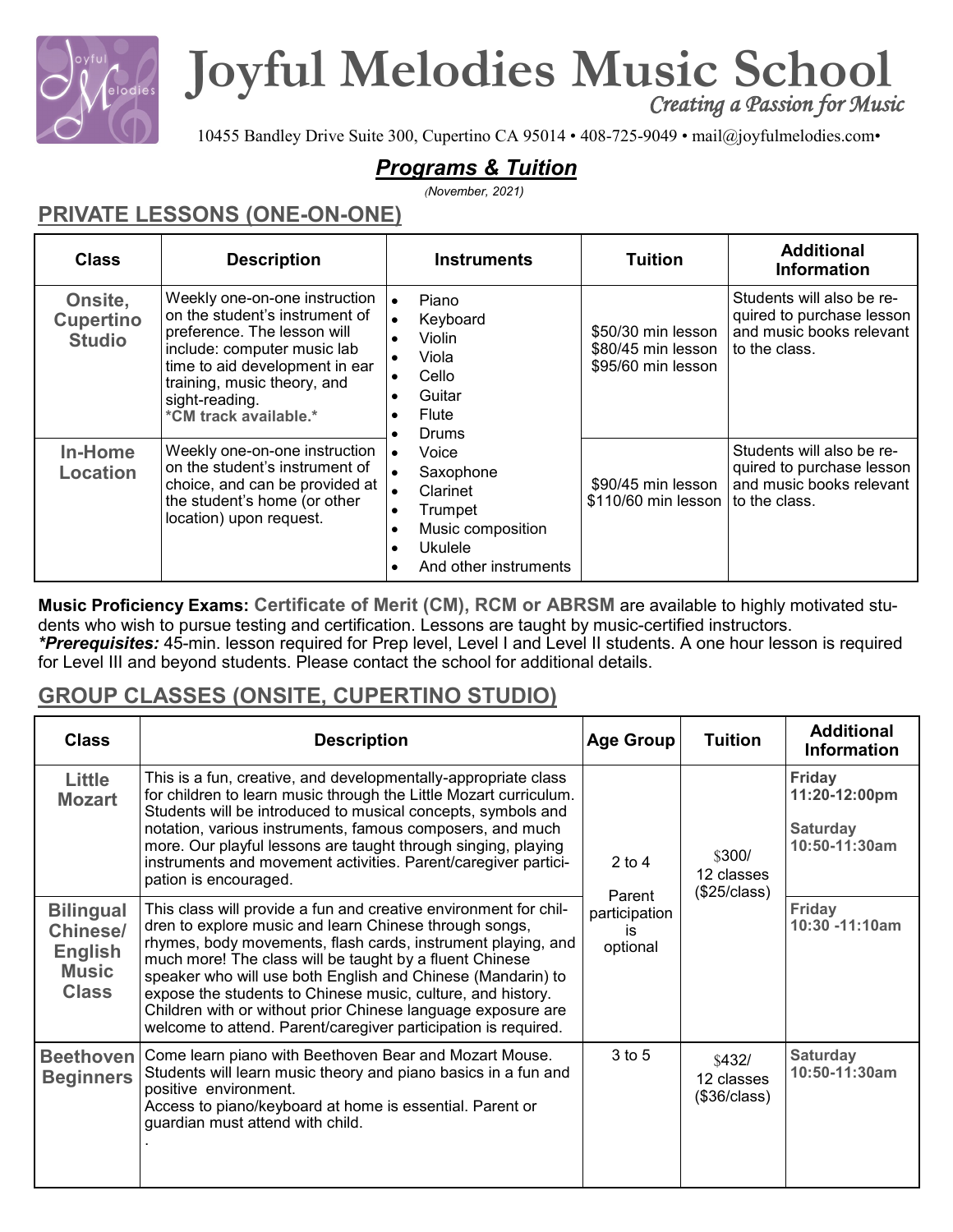# Joyful Melodies Music School

*Creating a Passion for Music*

10455 Bandley Drive Suite 300, Cupertino CA 95014 • 408-725-9049 • mail@joyfulmelodies.com•

## ***Programs & Tuition***

*(November, 2021)*

## PRIVATE LESSONS (ONE-ON-ONE)

| Class | Description | Instruments | Tuition | Additional Information |
|---|---|---|---|---|
| **Onsite, Cupertino Studio** | Weekly one-on-one instruction on the student's instrument of preference. The lesson will include: computer music lab time to aid development in ear training, music theory, and sight-reading. **\*CM track available.\*** | • Piano<br>• Keyboard<br>• Violin<br>• Viola<br>• Cello<br>• Guitar<br>• Flute<br>• Drums<br>• Voice<br>• Saxophone<br>• Clarinet<br>• Trumpet<br>• Music composition<br>• Ukulele<br>• And other instruments | $50/30 min lesson<br>$80/45 min lesson<br>$95/60 min lesson | Students will also be required to purchase lesson and music books relevant to the class. |
| **In-Home Location** | Weekly one-on-one instruction on the student's instrument of choice, and can be provided at the student's home (or other location) upon request. | | $90/45 min lesson<br>$110/60 min lesson | Students will also be required to purchase lesson and music books relevant to the class. |

**Music Proficiency Exams:** **Certificate of Merit (CM), RCM or ABRSM** are available to highly motivated students who wish to pursue testing and certification. Lessons are taught by music-certified instructors.
***\*Prerequisites:*** 45-min. lesson required for Prep level, Level I and Level II students. A one hour lesson is required for Level III and beyond students. Please contact the school for additional details.

## GROUP CLASSES (ONSITE, CUPERTINO STUDIO)

| Class | Description | Age Group | Tuition | Additional Information |
|---|---|---|---|---|
| **Little Mozart** | This is a fun, creative, and developmentally-appropriate class for children to learn music through the Little Mozart curriculum. Students will be introduced to musical concepts, symbols and notation, various instruments, famous composers, and much more. Our playful lessons are taught through singing, playing instruments and movement activities. Parent/caregiver participation is encouraged. | 2 to 4<br>Parent participation is optional | $300/<br>12 classes<br>($25/class) | **Friday 11:20-12:00pm**<br>**Saturday 10:50-11:30am** |
| **Bilingual Chinese/ English Music Class** | This class will provide a fun and creative environment for children to explore music and learn Chinese through songs, rhymes, body movements, flash cards, instrument playing, and much more! The class will be taught by a fluent Chinese speaker who will use both English and Chinese (Mandarin) to expose the students to Chinese music, culture, and history. Children with or without prior Chinese language exposure are welcome to attend. Parent/caregiver participation is required. | | | **Friday 10:30 -11:10am** |
| **Beethoven Beginners** | Come learn piano with Beethoven Bear and Mozart Mouse. Students will learn music theory and piano basics in a fun and positive environment.<br>Access to piano/keyboard at home is essential. Parent or guardian must attend with child.<br>. | 3 to 5 | $432/<br>12 classes<br>($36/class) | **Saturday 10:50-11:30am** |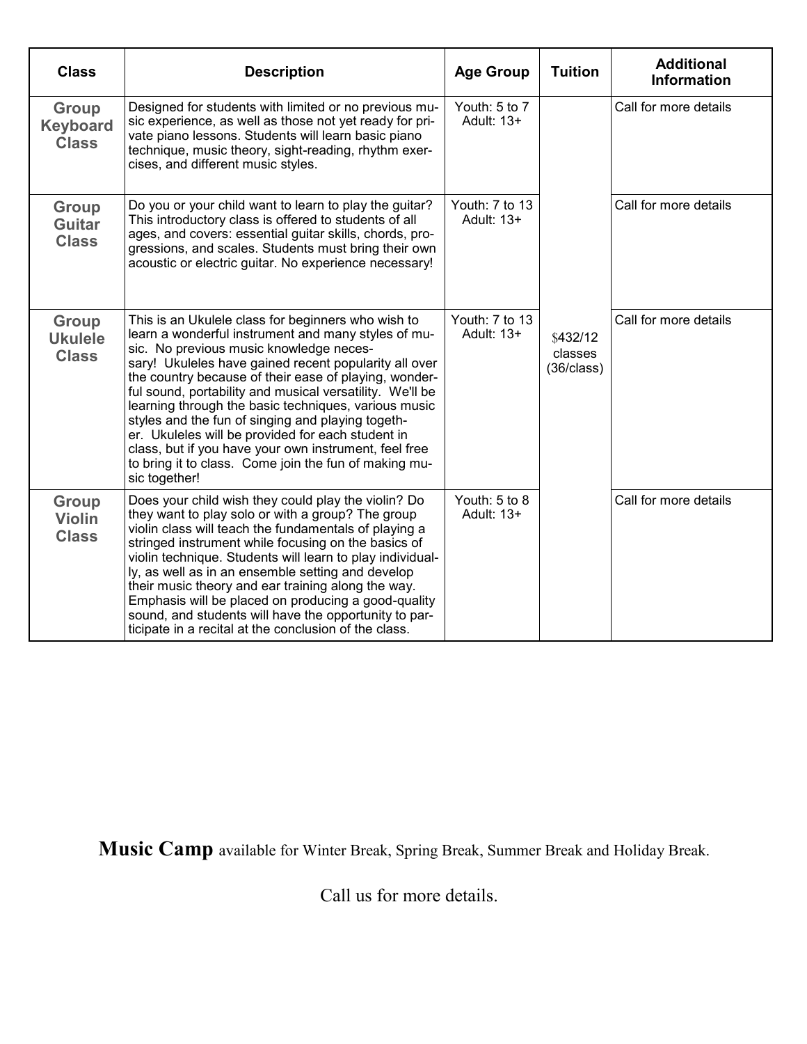| Class | Description | Age Group | Tuition | Additional Information |
| --- | --- | --- | --- | --- |
| **Group Keyboard Class** | Designed for students with limited or no previous music experience, as well as those not yet ready for private piano lessons. Students will learn basic piano technique, music theory, sight-reading, rhythm exercises, and different music styles. | Youth: 5 to 7<br>Adult: 13+ | $432/12 classes (36/class) | Call for more details |
| **Group Guitar Class** | Do you or your child want to learn to play the guitar? This introductory class is offered to students of all ages, and covers: essential guitar skills, chords, progressions, and scales. Students must bring their own acoustic or electric guitar. No experience necessary! | Youth: 7 to 13<br>Adult: 13+ | | Call for more details |
| **Group Ukulele Class** | This is an Ukulele class for beginners who wish to learn a wonderful instrument and many styles of music. No previous music knowledge necessary! Ukuleles have gained recent popularity all over the country because of their ease of playing, wonderful sound, portability and musical versatility. We'll be learning through the basic techniques, various music styles and the fun of singing and playing together. Ukuleles will be provided for each student in class, but if you have your own instrument, feel free to bring it to class. Come join the fun of making music together! | Youth: 7 to 13<br>Adult: 13+ | | Call for more details |
| **Group Violin Class** | Does your child wish they could play the violin? Do they want to play solo or with a group? The group violin class will teach the fundamentals of playing a stringed instrument while focusing on the basics of violin technique. Students will learn to play individually, as well as in an ensemble setting and develop their music theory and ear training along the way. Emphasis will be placed on producing a good-quality sound, and students will have the opportunity to participate in a recital at the conclusion of the class. | Youth: 5 to 8<br>Adult: 13+ | | Call for more details |

**Music Camp** available for Winter Break, Spring Break, Summer Break and Holiday Break.

Call us for more details.